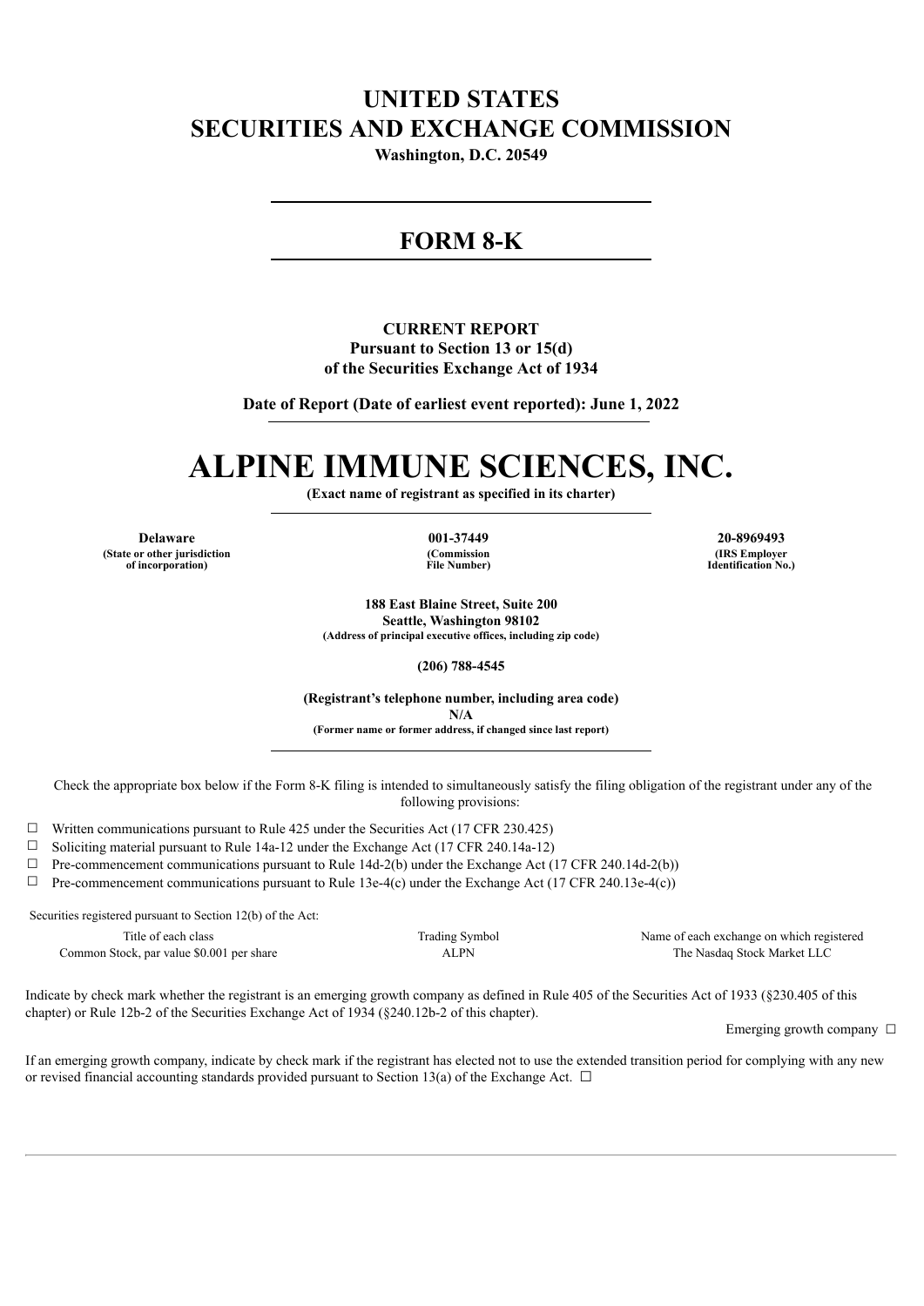# UNITED STATES
# SECURITIES AND EXCHANGE COMMISSION

**Washington, D.C. 20549**

---

## FORM 8-K

---

**CURRENT REPORT**
**Pursuant to Section 13 or 15(d)**
**of the Securities Exchange Act of 1934**

**Date of Report (Date of earliest event reported): June 1, 2022**

# ALPINE IMMUNE SCIENCES, INC.

**(Exact name of registrant as specified in its charter)**

| **Delaware** | **001-37449** | **20-8969493** |
|---|---|---|
| **(State or other jurisdiction of incorporation)** | **(Commission File Number)** | **(IRS Employer Identification No.)** |

**188 East Blaine Street, Suite 200**
**Seattle, Washington 98102**
**(Address of principal executive offices, including zip code)**

**(206) 788-4545**

**(Registrant's telephone number, including area code)**
**N/A**
**(Former name or former address, if changed since last report)**

Check the appropriate box below if the Form 8-K filing is intended to simultaneously satisfy the filing obligation of the registrant under any of the following provisions:

☐ Written communications pursuant to Rule 425 under the Securities Act (17 CFR 230.425)

☐ Soliciting material pursuant to Rule 14a-12 under the Exchange Act (17 CFR 240.14a-12)

☐ Pre-commencement communications pursuant to Rule 14d-2(b) under the Exchange Act (17 CFR 240.14d-2(b))

☐ Pre-commencement communications pursuant to Rule 13e-4(c) under the Exchange Act (17 CFR 240.13e-4(c))

Securities registered pursuant to Section 12(b) of the Act:

| Title of each class | Trading Symbol | Name of each exchange on which registered |
|---|---|---|
| Common Stock, par value $0.001 per share | ALPN | The Nasdaq Stock Market LLC |

Indicate by check mark whether the registrant is an emerging growth company as defined in Rule 405 of the Securities Act of 1933 (§230.405 of this chapter) or Rule 12b-2 of the Securities Exchange Act of 1934 (§240.12b-2 of this chapter).

Emerging growth company ☐

If an emerging growth company, indicate by check mark if the registrant has elected not to use the extended transition period for complying with any new or revised financial accounting standards provided pursuant to Section 13(a) of the Exchange Act. ☐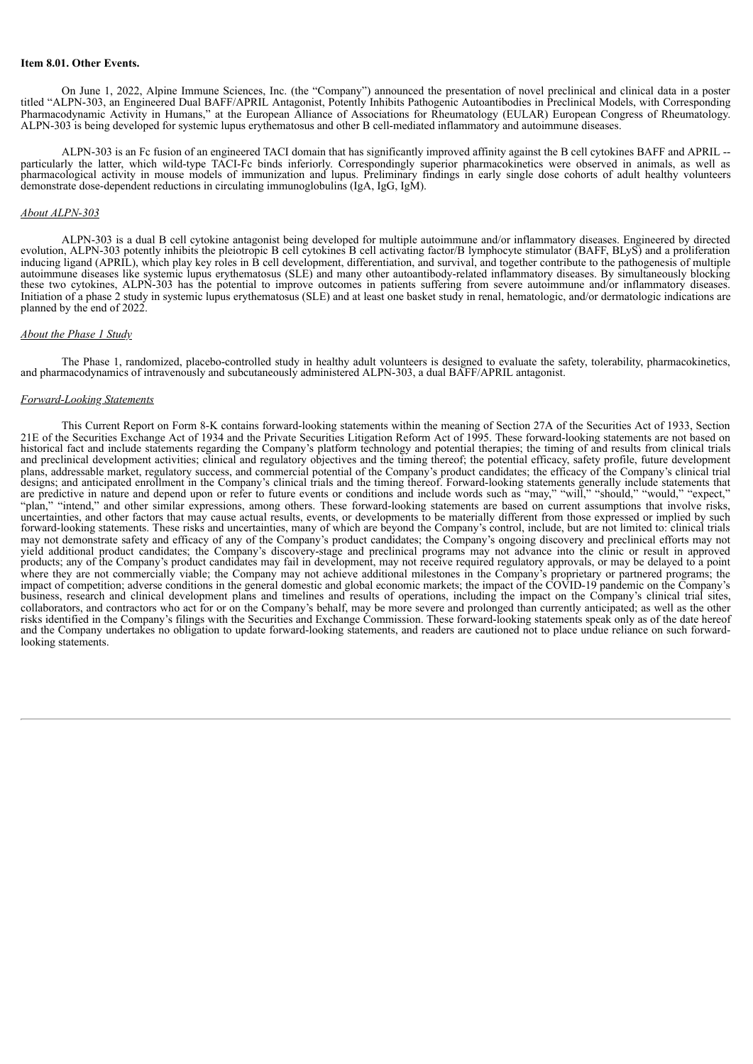**Item 8.01. Other Events.**

On June 1, 2022, Alpine Immune Sciences, Inc. (the "Company") announced the presentation of novel preclinical and clinical data in a poster titled "ALPN-303, an Engineered Dual BAFF/APRIL Antagonist, Potently Inhibits Pathogenic Autoantibodies in Preclinical Models, with Corresponding Pharmacodynamic Activity in Humans," at the European Alliance of Associations for Rheumatology (EULAR) European Congress of Rheumatology. ALPN-303 is being developed for systemic lupus erythematosus and other B cell-mediated inflammatory and autoimmune diseases.

ALPN-303 is an Fc fusion of an engineered TACI domain that has significantly improved affinity against the B cell cytokines BAFF and APRIL -- particularly the latter, which wild-type TACI-Fc binds inferiorly. Correspondingly superior pharmacokinetics were observed in animals, as well as pharmacological activity in mouse models of immunization and lupus. Preliminary findings in early single dose cohorts of adult healthy volunteers demonstrate dose-dependent reductions in circulating immunoglobulins (IgA, IgG, IgM).

*About ALPN-303*

ALPN-303 is a dual B cell cytokine antagonist being developed for multiple autoimmune and/or inflammatory diseases. Engineered by directed evolution, ALPN-303 potently inhibits the pleiotropic B cell cytokines B cell activating factor/B lymphocyte stimulator (BAFF, BLyS) and a proliferation inducing ligand (APRIL), which play key roles in B cell development, differentiation, and survival, and together contribute to the pathogenesis of multiple autoimmune diseases like systemic lupus erythematosus (SLE) and many other autoantibody-related inflammatory diseases. By simultaneously blocking these two cytokines, ALPN-303 has the potential to improve outcomes in patients suffering from severe autoimmune and/or inflammatory diseases. Initiation of a phase 2 study in systemic lupus erythematosus (SLE) and at least one basket study in renal, hematologic, and/or dermatologic indications are planned by the end of 2022.

*About the Phase 1 Study*

The Phase 1, randomized, placebo-controlled study in healthy adult volunteers is designed to evaluate the safety, tolerability, pharmacokinetics, and pharmacodynamics of intravenously and subcutaneously administered ALPN-303, a dual BAFF/APRIL antagonist.

*Forward-Looking Statements*

This Current Report on Form 8-K contains forward-looking statements within the meaning of Section 27A of the Securities Act of 1933, Section 21E of the Securities Exchange Act of 1934 and the Private Securities Litigation Reform Act of 1995. These forward-looking statements are not based on historical fact and include statements regarding the Company's platform technology and potential therapies; the timing of and results from clinical trials and preclinical development activities; clinical and regulatory objectives and the timing thereof; the potential efficacy, safety profile, future development plans, addressable market, regulatory success, and commercial potential of the Company's product candidates; the efficacy of the Company's clinical trial designs; and anticipated enrollment in the Company's clinical trials and the timing thereof. Forward-looking statements generally include statements that are predictive in nature and depend upon or refer to future events or conditions and include words such as "may," "will," "should," "would," "expect," "plan," "intend," and other similar expressions, among others. These forward-looking statements are based on current assumptions that involve risks, uncertainties, and other factors that may cause actual results, events, or developments to be materially different from those expressed or implied by such forward-looking statements. These risks and uncertainties, many of which are beyond the Company's control, include, but are not limited to: clinical trials may not demonstrate safety and efficacy of any of the Company's product candidates; the Company's ongoing discovery and preclinical efforts may not yield additional product candidates; the Company's discovery-stage and preclinical programs may not advance into the clinic or result in approved products; any of the Company's product candidates may fail in development, may not receive required regulatory approvals, or may be delayed to a point where they are not commercially viable; the Company may not achieve additional milestones in the Company's proprietary or partnered programs; the impact of competition; adverse conditions in the general domestic and global economic markets; the impact of the COVID-19 pandemic on the Company's business, research and clinical development plans and timelines and results of operations, including the impact on the Company's clinical trial sites, collaborators, and contractors who act for or on the Company's behalf, may be more severe and prolonged than currently anticipated; as well as the other risks identified in the Company's filings with the Securities and Exchange Commission. These forward-looking statements speak only as of the date hereof and the Company undertakes no obligation to update forward-looking statements, and readers are cautioned not to place undue reliance on such forward-looking statements.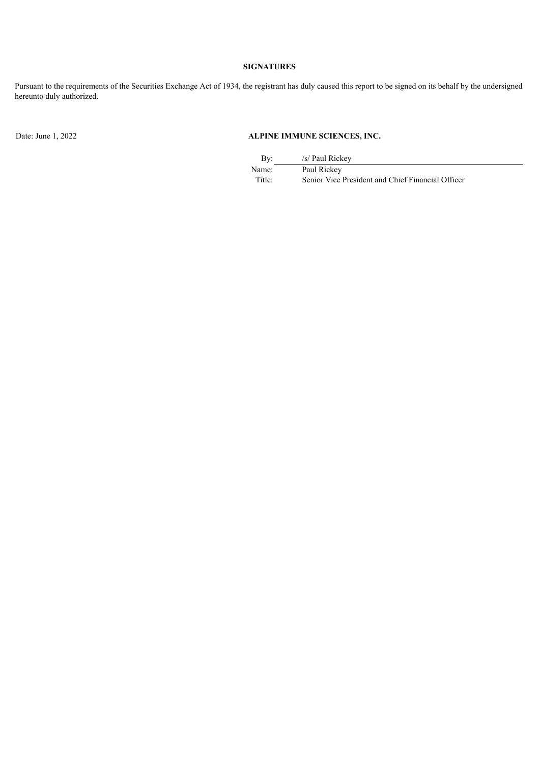**SIGNATURES**

Pursuant to the requirements of the Securities Exchange Act of 1934, the registrant has duly caused this report to be signed on its behalf by the undersigned hereunto duly authorized.

Date: June 1, 2022

**ALPINE IMMUNE SCIENCES, INC.**

| | |
|---|---|
| By: | /s/ Paul Rickey |
| Name: | Paul Rickey |
| Title: | Senior Vice President and Chief Financial Officer |